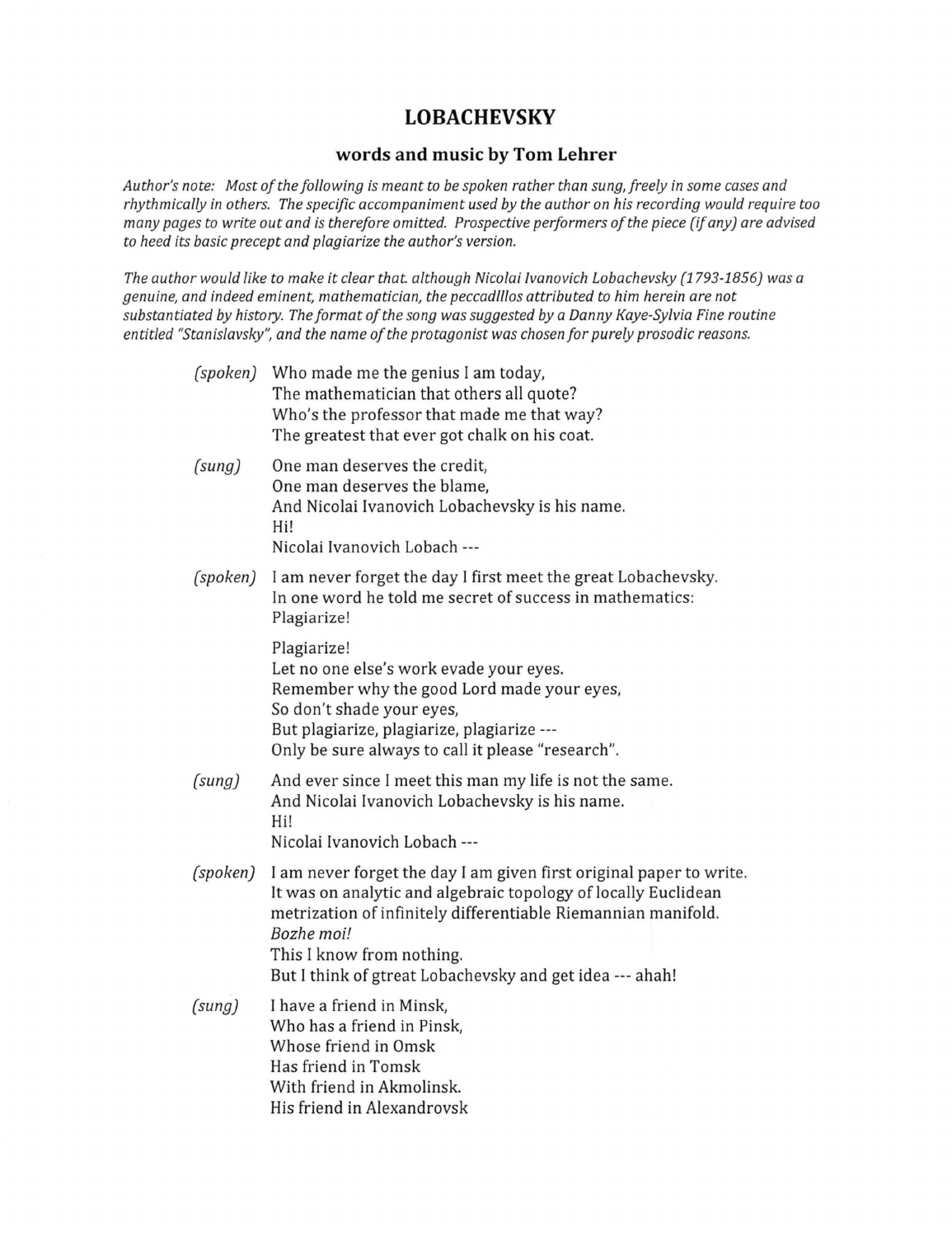# LOBACHEVSKY

## words and music by Tom Lehrer

*Author's note: Most of the following is meant to be spoken rather than sung, freely in some cases and rhythmically in others. The specific accompaniment used by the author on his recording would require too many pages to write out and is therefore omitted. Prospective performers of the piece (if any) are advised to heed its basic precept and plagiarize the author's version.*

*The author would like to make it clear that. although Nicolai Ivanovich Lobachevsky (1793-1856) was a genuine, and indeed eminent, mathematician, the peccadlllos attributed to him herein are not substantiated by history. The format of the song was suggested by a Danny Kaye-Sylvia Fine routine entitled "Stanislavsky", and the name of the protagonist was chosen for purely prosodic reasons.*

*(spoken)* Who made me the genius I am today,
The mathematician that others all quote?
Who's the professor that made me that way?
The greatest that ever got chalk on his coat.

*(sung)* One man deserves the credit,
One man deserves the blame,
And Nicolai Ivanovich Lobachevsky is his name.
Hi!
Nicolai Ivanovich Lobach ---

*(spoken)* I am never forget the day I first meet the great Lobachevsky.
In one word he told me secret of success in mathematics:
Plagiarize!

Plagiarize!
Let no one else's work evade your eyes.
Remember why the good Lord made your eyes,
So don't shade your eyes,
But plagiarize, plagiarize, plagiarize ---
Only be sure always to call it please "research".

*(sung)* And ever since I meet this man my life is not the same.
And Nicolai Ivanovich Lobachevsky is his name.
Hi!
Nicolai Ivanovich Lobach ---

*(spoken)* I am never forget the day I am given first original paper to write.
It was on analytic and algebraic topology of locally Euclidean metrization of infinitely differentiable Riemannian manifold.
*Bozhe moi!*
This I know from nothing.
But I think of gtreat Lobachevsky and get idea --- ahah!

*(sung)* I have a friend in Minsk,
Who has a friend in Pinsk,
Whose friend in Omsk
Has friend in Tomsk
With friend in Akmolinsk.
His friend in Alexandrovsk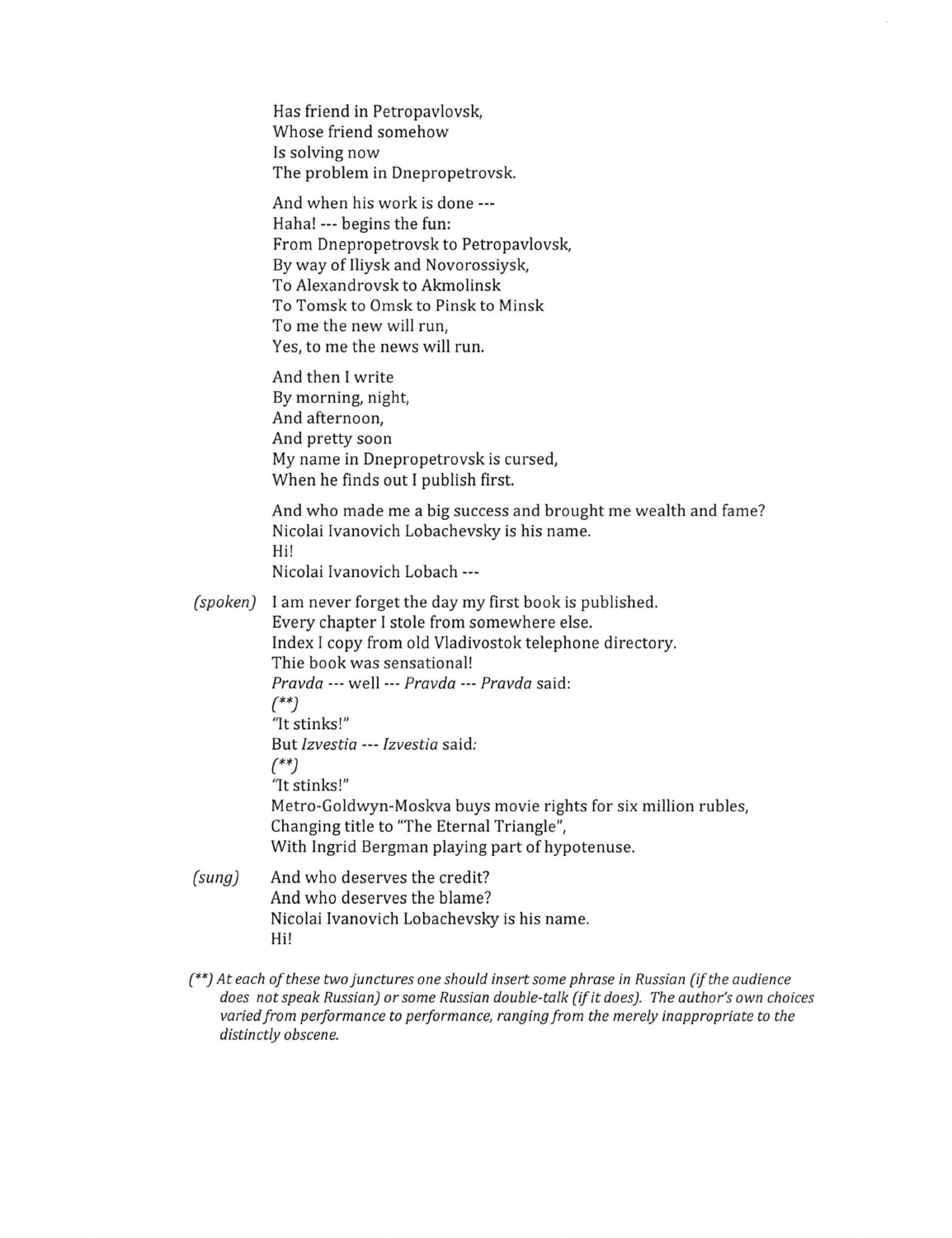Has friend in Petropavlovsk,  
Whose friend somehow  
Is solving now  
The problem in Dnepropetrovsk.

And when his work is done ---  
Haha! --- begins the fun:  
From Dnepropetrovsk to Petropavlovsk,  
By way of Iliysk and Novorossiysk,  
To Alexandrovsk to Akmolinsk  
To Tomsk to Omsk to Pinsk to Minsk  
To me the new will run,  
Yes, to me the news will run.

And then I write  
By morning, night,  
And afternoon,  
And pretty soon  
My name in Dnepropetrovsk is cursed,  
When he finds out I publish first.

And who made me a big success and brought me wealth and fame?  
Nicolai Ivanovich Lobachevsky is his name.  
Hi!  
Nicolai Ivanovich Lobach ---

*(spoken)* I am never forget the day my first book is published.  
Every chapter I stole from somewhere else.  
Index I copy from old Vladivostok telephone directory.  
Thie book was sensational!  
*Pravda* --- well --- *Pravda* --- *Pravda* said:  
*(\*\*)*  
"It stinks!"  
But *Izvestia* --- *Izvestia* said:  
*(\*\*)*  
"It stinks!"  
Metro-Goldwyn-Moskva buys movie rights for six million rubles,  
Changing title to "The Eternal Triangle",  
With Ingrid Bergman playing part of hypotenuse.

*(sung)* And who deserves the credit?  
And who deserves the blame?  
Nicolai Ivanovich Lobachevsky is his name.  
Hi!

*(\*\*) At each of these two junctures one should insert some phrase in Russian (if the audience does not speak Russian) or some Russian double-talk (if it does). The author's own choices varied from performance to performance, ranging from the merely inappropriate to the distinctly obscene.*